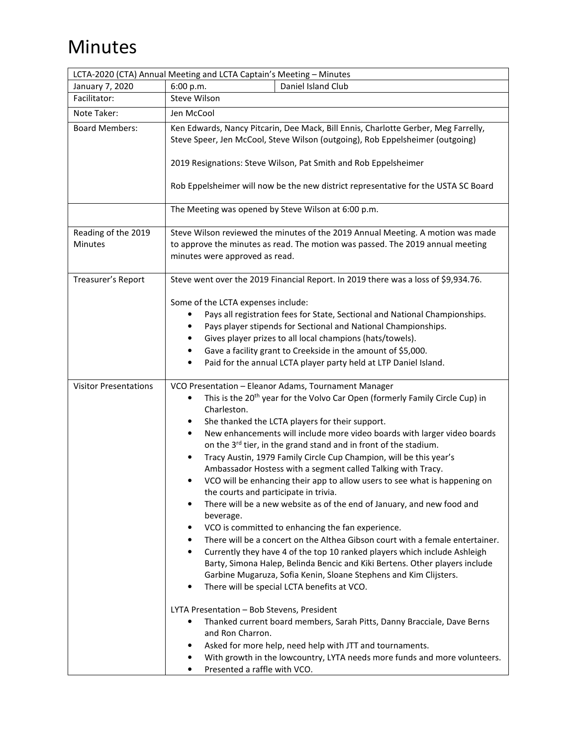# Minutes

| LCTA-2020 (CTA) Annual Meeting and LCTA Captain's Meeting – Minutes | | |
|---|---|---|
| January 7, 2020 | 6:00 p.m. | Daniel Island Club |
| Facilitator: | Steve Wilson | |
| Note Taker: | Jen McCool | |
| Board Members: | Ken Edwards, Nancy Pitcarin, Dee Mack, Bill Ennis, Charlotte Gerber, Meg Farrelly, Steve Speer, Jen McCool, Steve Wilson (outgoing), Rob Eppelsheimer (outgoing)<br><br>2019 Resignations: Steve Wilson, Pat Smith and Rob Eppelsheimer<br><br>Rob Eppelsheimer will now be the new district representative for the USTA SC Board | |
| | The Meeting was opened by Steve Wilson at 6:00 p.m. | |
| Reading of the 2019 Minutes | Steve Wilson reviewed the minutes of the 2019 Annual Meeting. A motion was made to approve the minutes as read. The motion was passed. The 2019 annual meeting minutes were approved as read. | |
| Treasurer's Report | Steve went over the 2019 Financial Report. In 2019 there was a loss of $9,934.76.<br><br>Some of the LCTA expenses include:<br>• Pays all registration fees for State, Sectional and National Championships.<br>• Pays player stipends for Sectional and National Championships.<br>• Gives player prizes to all local champions (hats/towels).<br>• Gave a facility grant to Creekside in the amount of $5,000.<br>• Paid for the annual LCTA player party held at LTP Daniel Island. | |
| Visitor Presentations | VCO Presentation – Eleanor Adams, Tournament Manager<br>• This is the 20th year for the Volvo Car Open (formerly Family Circle Cup) in Charleston.<br>• She thanked the LCTA players for their support.<br>• New enhancements will include more video boards with larger video boards on the 3rd tier, in the grand stand and in front of the stadium.<br>• Tracy Austin, 1979 Family Circle Cup Champion, will be this year's Ambassador Hostess with a segment called Talking with Tracy.<br>• VCO will be enhancing their app to allow users to see what is happening on the courts and participate in trivia.<br>• There will be a new website as of the end of January, and new food and beverage.<br>• VCO is committed to enhancing the fan experience.<br>• There will be a concert on the Althea Gibson court with a female entertainer.<br>• Currently they have 4 of the top 10 ranked players which include Ashleigh Barty, Simona Halep, Belinda Bencic and Kiki Bertens. Other players include Garbine Mugaruza, Sofia Kenin, Sloane Stephens and Kim Clijsters.<br>• There will be special LCTA benefits at VCO.<br><br>LYTA Presentation – Bob Stevens, President<br>• Thanked current board members, Sarah Pitts, Danny Bracciale, Dave Berns and Ron Charron.<br>• Asked for more help, need help with JTT and tournaments.<br>• With growth in the lowcountry, LYTA needs more funds and more volunteers.<br>• Presented a raffle with VCO. | |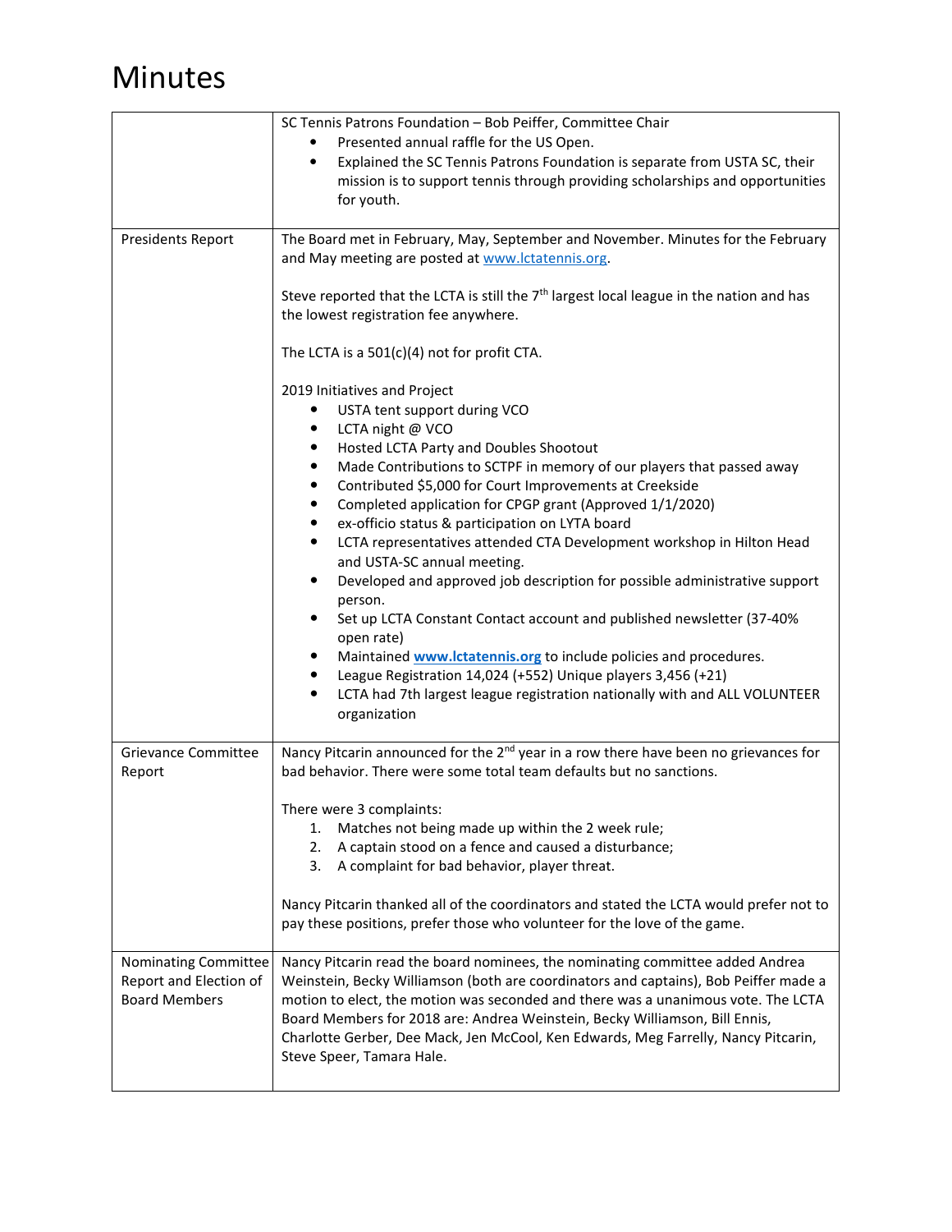# Minutes

| | |
|---|---|
| | SC Tennis Patrons Foundation – Bob Peiffer, Committee Chair<br>• Presented annual raffle for the US Open.<br>• Explained the SC Tennis Patrons Foundation is separate from USTA SC, their mission is to support tennis through providing scholarships and opportunities for youth. |
| Presidents Report | The Board met in February, May, September and November. Minutes for the February and May meeting are posted at www.lctatennis.org.<br><br>Steve reported that the LCTA is still the 7th largest local league in the nation and has the lowest registration fee anywhere.<br><br>The LCTA is a 501(c)(4) not for profit CTA.<br><br>2019 Initiatives and Project<br>• USTA tent support during VCO<br>• LCTA night @ VCO<br>• Hosted LCTA Party and Doubles Shootout<br>• Made Contributions to SCTPF in memory of our players that passed away<br>• Contributed $5,000 for Court Improvements at Creekside<br>• Completed application for CPGP grant (Approved 1/1/2020)<br>• ex-officio status & participation on LYTA board<br>• LCTA representatives attended CTA Development workshop in Hilton Head and USTA-SC annual meeting.<br>• Developed and approved job description for possible administrative support person.<br>• Set up LCTA Constant Contact account and published newsletter (37-40% open rate)<br>• Maintained **www.lctatennis.org** to include policies and procedures.<br>• League Registration 14,024 (+552) Unique players 3,456 (+21)<br>• LCTA had 7th largest league registration nationally with and ALL VOLUNTEER organization |
| Grievance Committee Report | Nancy Pitcarin announced for the 2nd year in a row there have been no grievances for bad behavior. There were some total team defaults but no sanctions.<br><br>There were 3 complaints:<br>1. Matches not being made up within the 2 week rule;<br>2. A captain stood on a fence and caused a disturbance;<br>3. A complaint for bad behavior, player threat.<br><br>Nancy Pitcarin thanked all of the coordinators and stated the LCTA would prefer not to pay these positions, prefer those who volunteer for the love of the game. |
| Nominating Committee Report and Election of Board Members | Nancy Pitcarin read the board nominees, the nominating committee added Andrea Weinstein, Becky Williamson (both are coordinators and captains), Bob Peiffer made a motion to elect, the motion was seconded and there was a unanimous vote. The LCTA Board Members for 2018 are: Andrea Weinstein, Becky Williamson, Bill Ennis, Charlotte Gerber, Dee Mack, Jen McCool, Ken Edwards, Meg Farrelly, Nancy Pitcarin, Steve Speer, Tamara Hale. |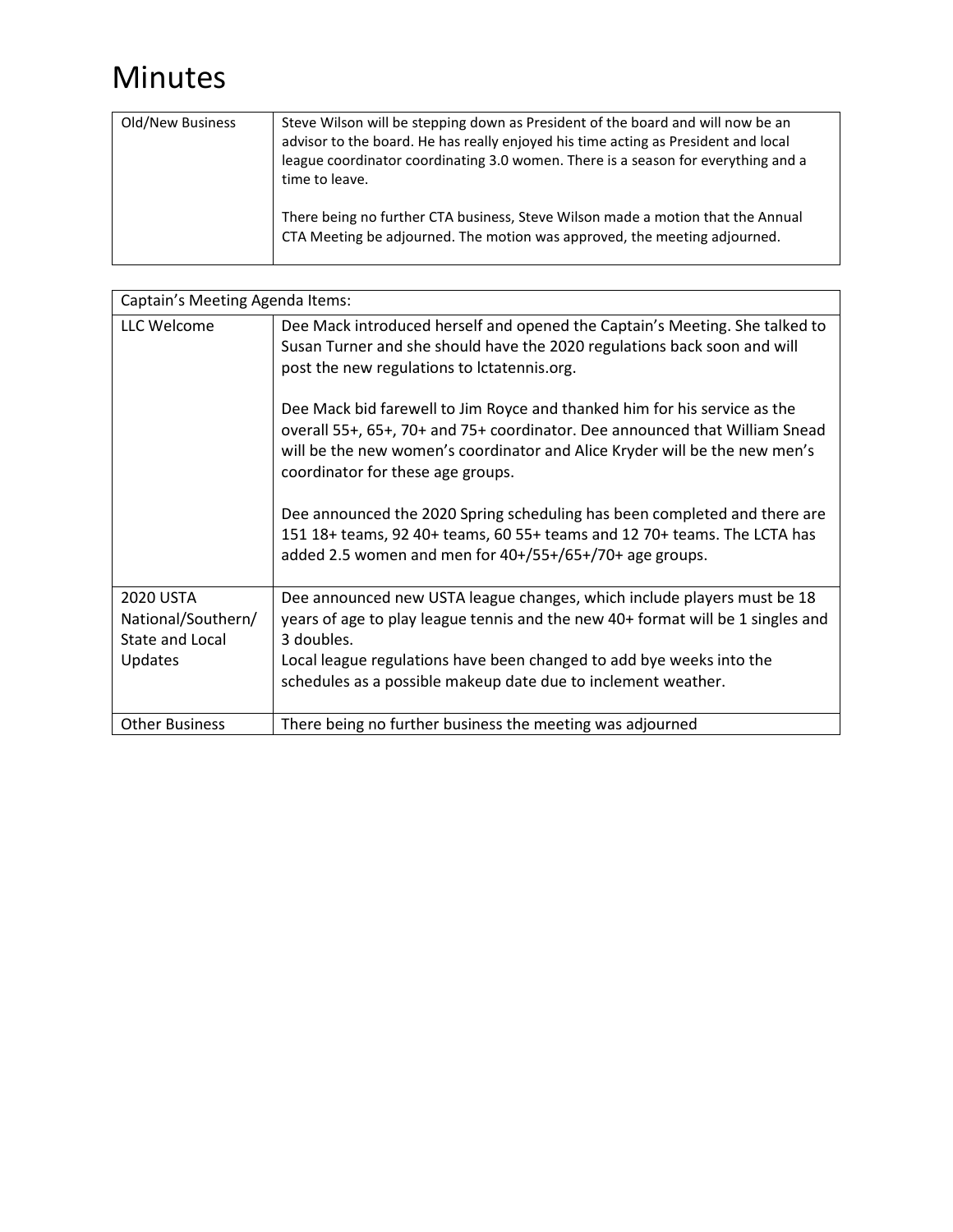# Minutes

| | |
|---|---|
| Old/New Business | Steve Wilson will be stepping down as President of the board and will now be an advisor to the board. He has really enjoyed his time acting as President and local league coordinator coordinating 3.0 women. There is a season for everything and a time to leave.<br><br>There being no further CTA business, Steve Wilson made a motion that the Annual CTA Meeting be adjourned. The motion was approved, the meeting adjourned. |

| Captain's Meeting Agenda Items: | |
|---|---|
| LLC Welcome | Dee Mack introduced herself and opened the Captain's Meeting. She talked to Susan Turner and she should have the 2020 regulations back soon and will post the new regulations to lctatennis.org.<br><br>Dee Mack bid farewell to Jim Royce and thanked him for his service as the overall 55+, 65+, 70+ and 75+ coordinator. Dee announced that William Snead will be the new women's coordinator and Alice Kryder will be the new men's coordinator for these age groups.<br><br>Dee announced the 2020 Spring scheduling has been completed and there are 151 18+ teams, 92 40+ teams, 60 55+ teams and 12 70+ teams. The LCTA has added 2.5 women and men for 40+/55+/65+/70+ age groups. |
| 2020 USTA National/Southern/ State and Local Updates | Dee announced new USTA league changes, which include players must be 18 years of age to play league tennis and the new 40+ format will be 1 singles and 3 doubles.<br>Local league regulations have been changed to add bye weeks into the schedules as a possible makeup date due to inclement weather. |
| Other Business | There being no further business the meeting was adjourned |